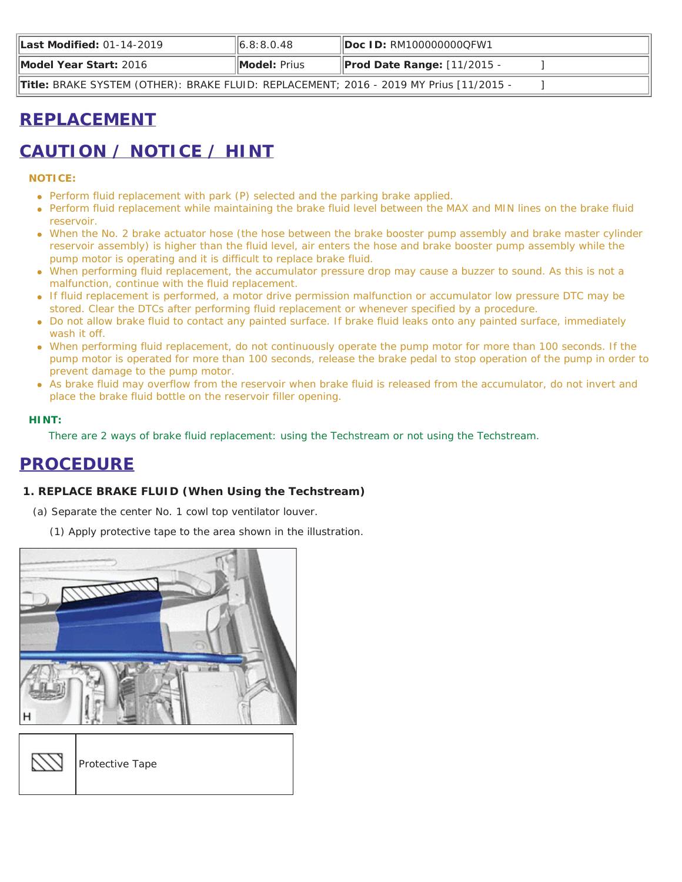| **Last Modified:** 01-14-2019 | 6.8:8.0.48 | **Doc ID:** RM100000000QFW1 |
| --- | --- | --- |
| **Model Year Start:** 2016 | **Model:** Prius | **Prod Date Range:** [11/2015 - ] |
| **Title:** BRAKE SYSTEM (OTHER): BRAKE FLUID: REPLACEMENT; 2016 - 2019 MY Prius [11/2015 - ] | | |

# REPLACEMENT

# CAUTION / NOTICE / HINT

**NOTICE:**

- Perform fluid replacement with park (P) selected and the parking brake applied.
- Perform fluid replacement while maintaining the brake fluid level between the MAX and MIN lines on the brake fluid reservoir.
- When the No. 2 brake actuator hose (the hose between the brake booster pump assembly and brake master cylinder reservoir assembly) is higher than the fluid level, air enters the hose and brake booster pump assembly while the pump motor is operating and it is difficult to replace brake fluid.
- When performing fluid replacement, the accumulator pressure drop may cause a buzzer to sound. As this is not a malfunction, continue with the fluid replacement.
- If fluid replacement is performed, a motor drive permission malfunction or accumulator low pressure DTC may be stored. Clear the DTCs after performing fluid replacement or whenever specified by a procedure.
- Do not allow brake fluid to contact any painted surface. If brake fluid leaks onto any painted surface, immediately wash it off.
- When performing fluid replacement, do not continuously operate the pump motor for more than 100 seconds. If the pump motor is operated for more than 100 seconds, release the brake pedal to stop operation of the pump in order to prevent damage to the pump motor.
- As brake fluid may overflow from the reservoir when brake fluid is released from the accumulator, do not invert and place the brake fluid bottle on the reservoir filler opening.

**HINT:**

There are 2 ways of brake fluid replacement: using the Techstream or not using the Techstream.

# PROCEDURE

**1. REPLACE BRAKE FLUID (When Using the Techstream)**

(a) Separate the center No. 1 cowl top ventilator louver.

(1) Apply protective tape to the area shown in the illustration.

| | |
| --- | --- |
| [hatched symbol] | Protective Tape |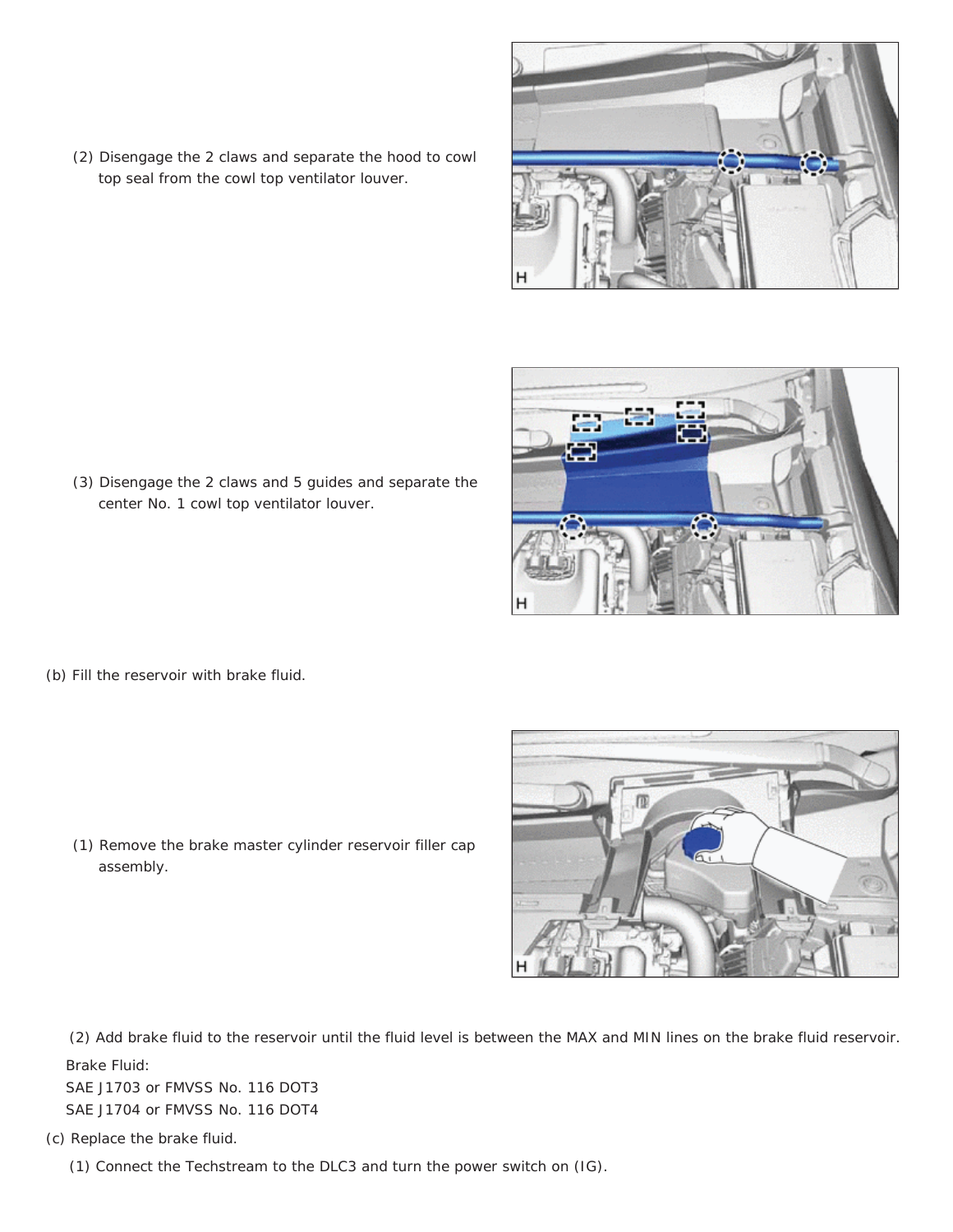(2) Disengage the 2 claws and separate the hood to cowl top seal from the cowl top ventilator louver.

(3) Disengage the 2 claws and 5 guides and separate the center No. 1 cowl top ventilator louver.

(b) Fill the reservoir with brake fluid.

(1) Remove the brake master cylinder reservoir filler cap assembly.

(2) Add brake fluid to the reservoir until the fluid level is between the MAX and MIN lines on the brake fluid reservoir.

Brake Fluid:

SAE J1703 or FMVSS No. 116 DOT3

SAE J1704 or FMVSS No. 116 DOT4

(c) Replace the brake fluid.

(1) Connect the Techstream to the DLC3 and turn the power switch on (IG).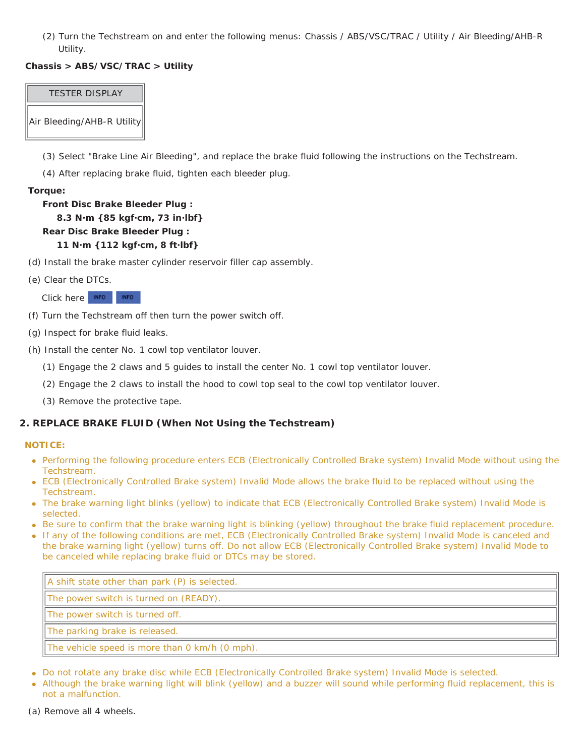(2) Turn the Techstream on and enter the following menus: Chassis / ABS/VSC/TRAC / Utility / Air Bleeding/AHB-R Utility.

**Chassis > ABS/VSC/TRAC > Utility**

| TESTER DISPLAY |
| --- |
| Air Bleeding/AHB-R Utility |

(3) Select "Brake Line Air Bleeding", and replace the brake fluid following the instructions on the Techstream.

(4) After replacing brake fluid, tighten each bleeder plug.

**Torque:**

**Front Disc Brake Bleeder Plug :**

**8.3 N·m {85 kgf·cm, 73 in·lbf}**

**Rear Disc Brake Bleeder Plug :**

**11 N·m {112 kgf·cm, 8 ft·lbf}**

(d) Install the brake master cylinder reservoir filler cap assembly.

(e) Clear the DTCs.

Click here INFO INFO

(f) Turn the Techstream off then turn the power switch off.

(g) Inspect for brake fluid leaks.

(h) Install the center No. 1 cowl top ventilator louver.

(1) Engage the 2 claws and 5 guides to install the center No. 1 cowl top ventilator louver.

(2) Engage the 2 claws to install the hood to cowl top seal to the cowl top ventilator louver.

(3) Remove the protective tape.

## 2. REPLACE BRAKE FLUID (When Not Using the Techstream)

**NOTICE:**

- Performing the following procedure enters ECB (Electronically Controlled Brake system) Invalid Mode without using the Techstream.
- ECB (Electronically Controlled Brake system) Invalid Mode allows the brake fluid to be replaced without using the Techstream.
- The brake warning light blinks (yellow) to indicate that ECB (Electronically Controlled Brake system) Invalid Mode is selected.
- Be sure to confirm that the brake warning light is blinking (yellow) throughout the brake fluid replacement procedure.
- If any of the following conditions are met, ECB (Electronically Controlled Brake system) Invalid Mode is canceled and the brake warning light (yellow) turns off. Do not allow ECB (Electronically Controlled Brake system) Invalid Mode to be canceled while replacing brake fluid or DTCs may be stored.

| |
| --- |
| A shift state other than park (P) is selected. |
| The power switch is turned on (READY). |
| The power switch is turned off. |
| The parking brake is released. |
| The vehicle speed is more than 0 km/h (0 mph). |

- Do not rotate any brake disc while ECB (Electronically Controlled Brake system) Invalid Mode is selected.
- Although the brake warning light will blink (yellow) and a buzzer will sound while performing fluid replacement, this is not a malfunction.

(a) Remove all 4 wheels.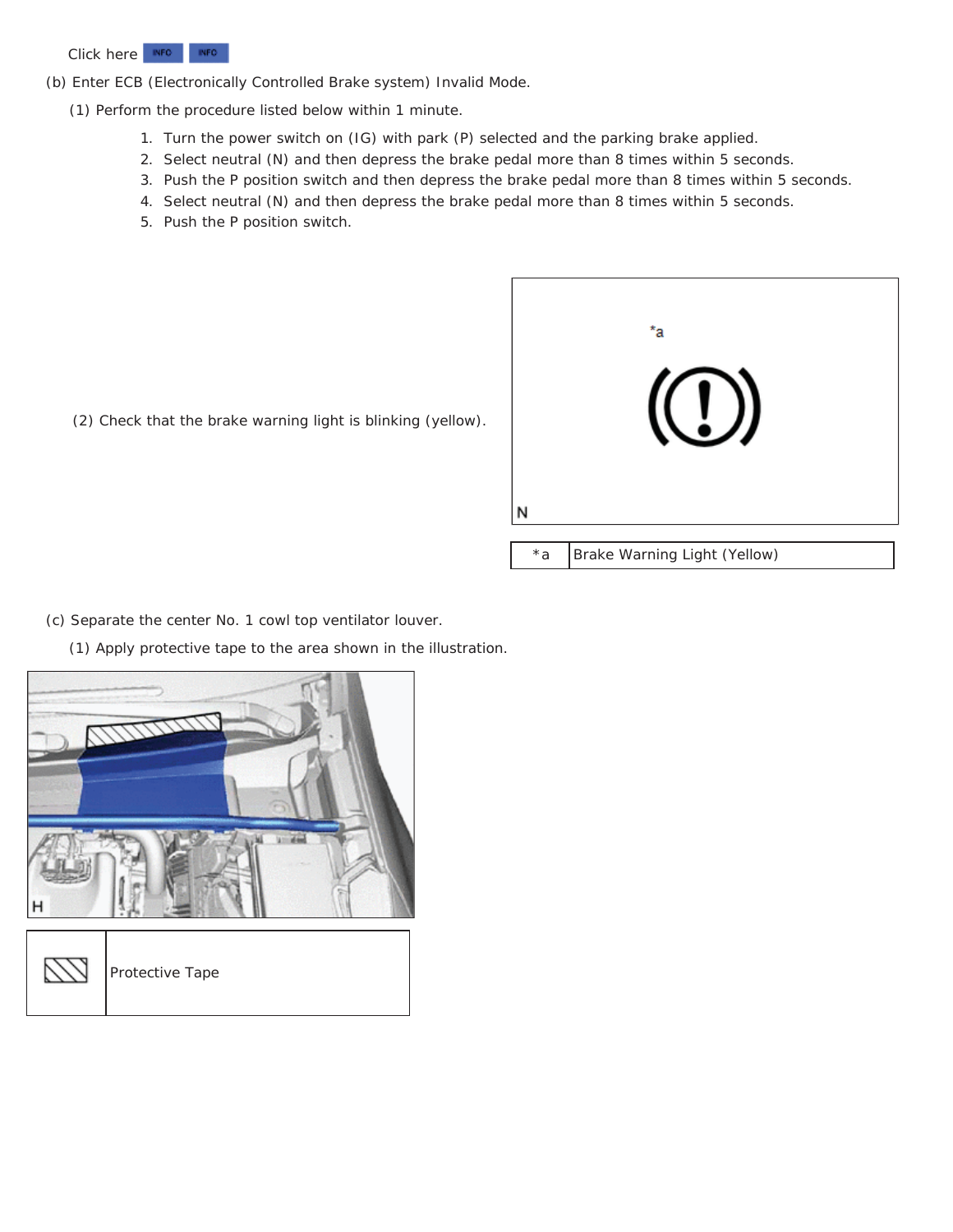Click here INFO INFO

(b) Enter ECB (Electronically Controlled Brake system) Invalid Mode.

(1) Perform the procedure listed below within 1 minute.

1. Turn the power switch on (IG) with park (P) selected and the parking brake applied.
2. Select neutral (N) and then depress the brake pedal more than 8 times within 5 seconds.
3. Push the P position switch and then depress the brake pedal more than 8 times within 5 seconds.
4. Select neutral (N) and then depress the brake pedal more than 8 times within 5 seconds.
5. Push the P position switch.

(2) Check that the brake warning light is blinking (yellow).

| *a | Brake Warning Light (Yellow) |
| --- | --- |

(c) Separate the center No. 1 cowl top ventilator louver.

(1) Apply protective tape to the area shown in the illustration.

| | Protective Tape |
| --- | --- |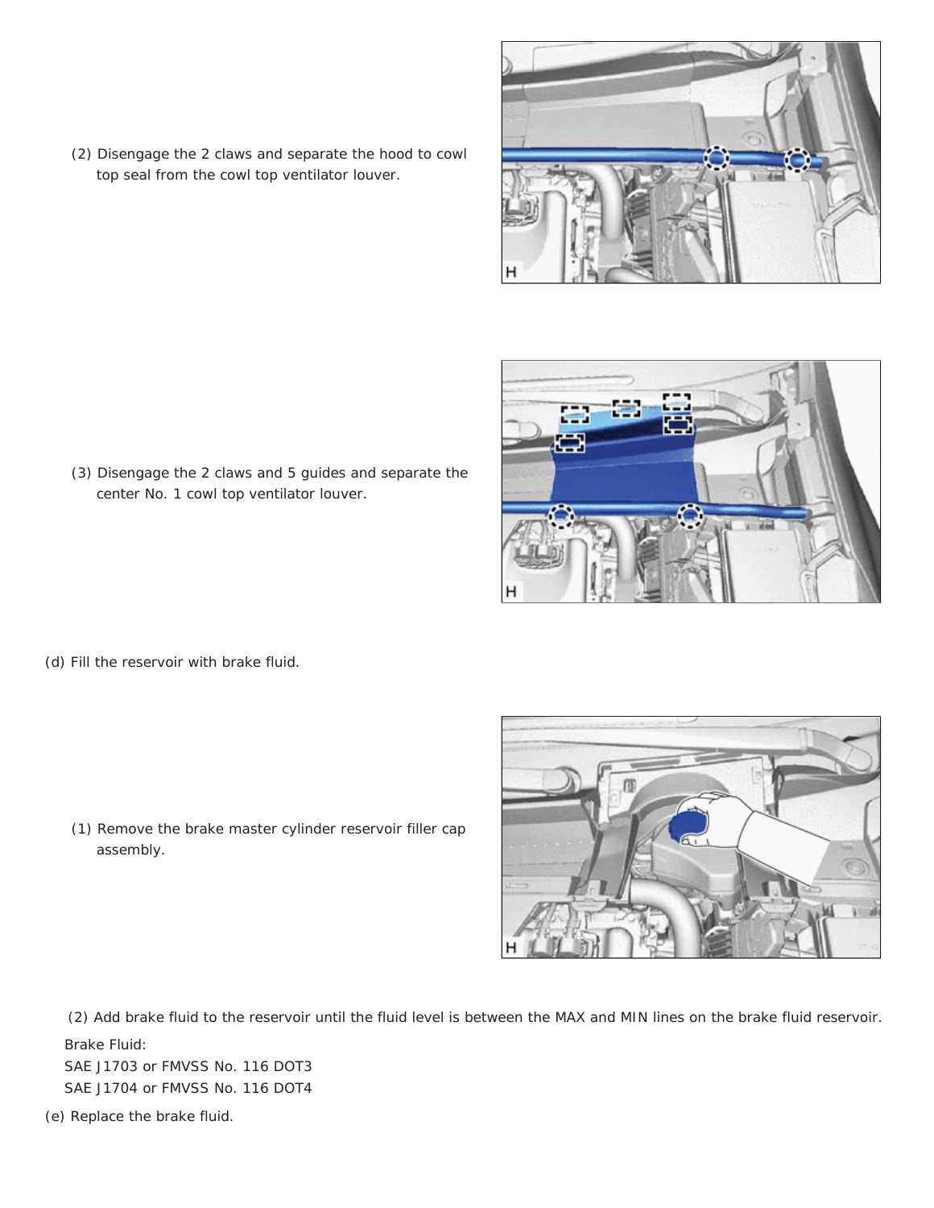(2) Disengage the 2 claws and separate the hood to cowl top seal from the cowl top ventilator louver.

(3) Disengage the 2 claws and 5 guides and separate the center No. 1 cowl top ventilator louver.

(d) Fill the reservoir with brake fluid.

(1) Remove the brake master cylinder reservoir filler cap assembly.

(2) Add brake fluid to the reservoir until the fluid level is between the MAX and MIN lines on the brake fluid reservoir.

Brake Fluid:

SAE J1703 or FMVSS No. 116 DOT3

SAE J1704 or FMVSS No. 116 DOT4

(e) Replace the brake fluid.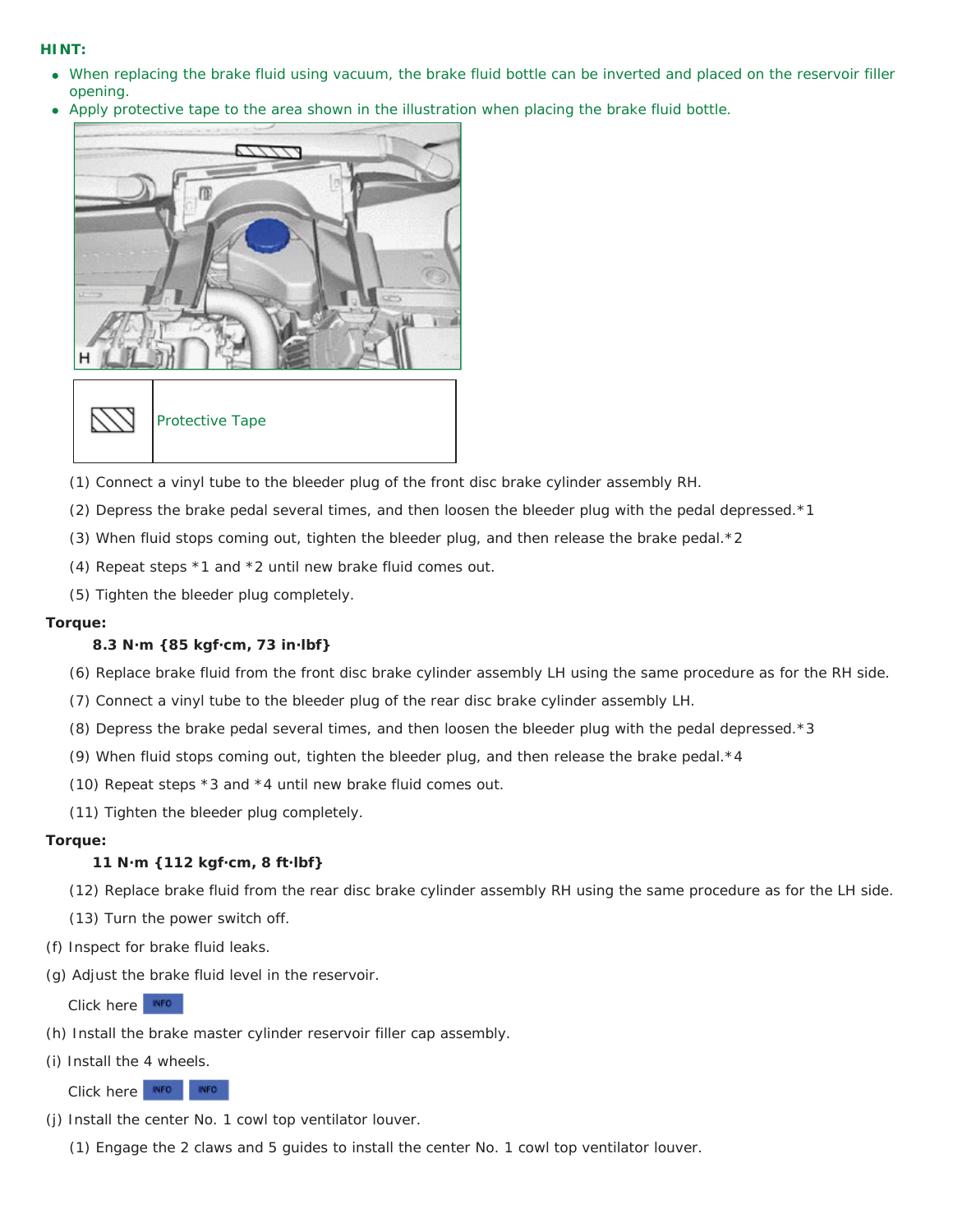**HINT:**

- When replacing the brake fluid using vacuum, the brake fluid bottle can be inverted and placed on the reservoir filler opening.
- Apply protective tape to the area shown in the illustration when placing the brake fluid bottle.

| | |
|---|---|
| | Protective Tape |

(1) Connect a vinyl tube to the bleeder plug of the front disc brake cylinder assembly RH.

(2) Depress the brake pedal several times, and then loosen the bleeder plug with the pedal depressed.*1

(3) When fluid stops coming out, tighten the bleeder plug, and then release the brake pedal.*2

(4) Repeat steps *1 and *2 until new brake fluid comes out.

(5) Tighten the bleeder plug completely.

**Torque:**

**8.3 N·m {85 kgf·cm, 73 in·lbf}**

(6) Replace brake fluid from the front disc brake cylinder assembly LH using the same procedure as for the RH side.

(7) Connect a vinyl tube to the bleeder plug of the rear disc brake cylinder assembly LH.

(8) Depress the brake pedal several times, and then loosen the bleeder plug with the pedal depressed.*3

(9) When fluid stops coming out, tighten the bleeder plug, and then release the brake pedal.*4

(10) Repeat steps *3 and *4 until new brake fluid comes out.

(11) Tighten the bleeder plug completely.

**Torque:**

**11 N·m {112 kgf·cm, 8 ft·lbf}**

(12) Replace brake fluid from the rear disc brake cylinder assembly RH using the same procedure as for the LH side.

(13) Turn the power switch off.

(f) Inspect for brake fluid leaks.

(g) Adjust the brake fluid level in the reservoir.

Click here INFO

(h) Install the brake master cylinder reservoir filler cap assembly.

(i) Install the 4 wheels.

Click here INFO INFO

(j) Install the center No. 1 cowl top ventilator louver.

(1) Engage the 2 claws and 5 guides to install the center No. 1 cowl top ventilator louver.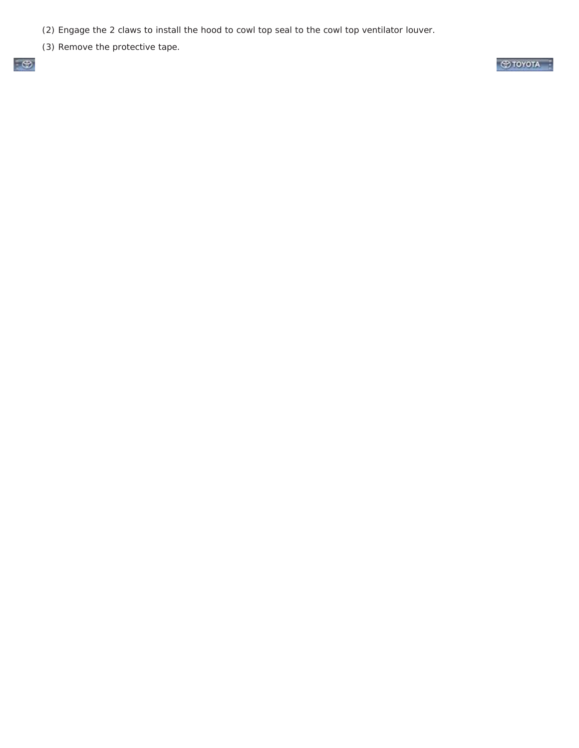(2) Engage the 2 claws to install the hood to cowl top seal to the cowl top ventilator louver.

(3) Remove the protective tape.